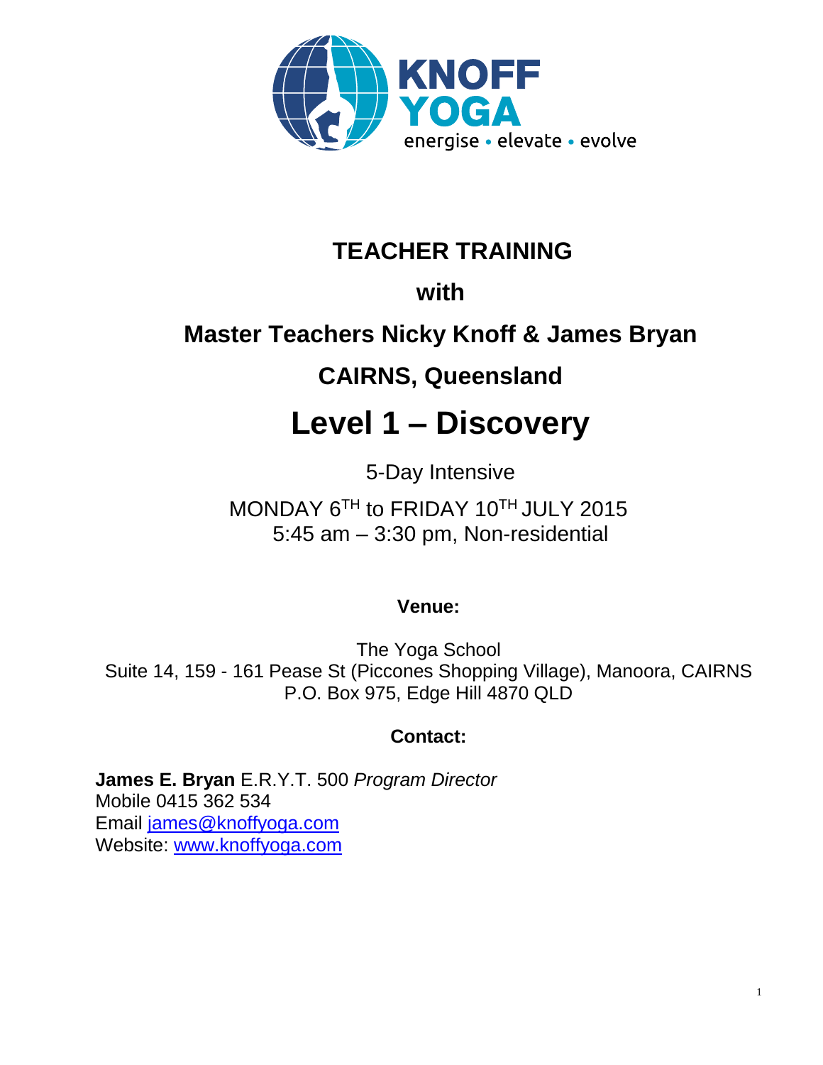KNOFF YOGA
energise • elevate • evolve

# TEACHER TRAINING

## with

## Master Teachers Nicky Knoff & James Bryan

## CAIRNS, Queensland

# Level 1 – Discovery

5-Day Intensive

MONDAY 6TH to FRIDAY 10TH JULY 2015
5:45 am – 3:30 pm, Non-residential

**Venue:**

The Yoga School
Suite 14, 159 - 161 Pease St (Piccones Shopping Village), Manoora, CAIRNS
P.O. Box 975, Edge Hill 4870 QLD

**Contact:**

**James E. Bryan** E.R.Y.T. 500 *Program Director*
Mobile 0415 362 534
Email james@knoffyoga.com
Website: www.knoffyoga.com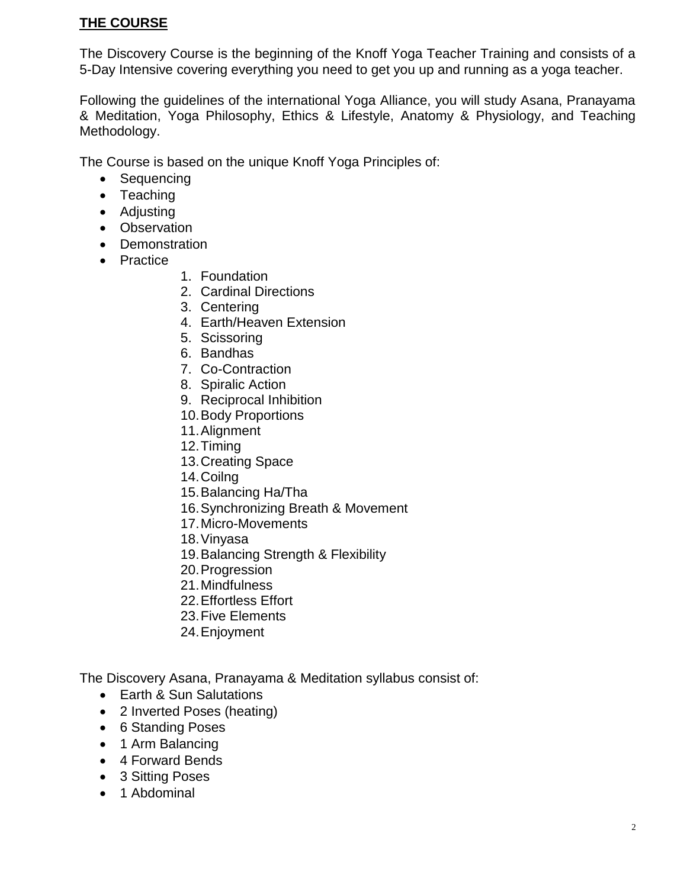**THE COURSE**

The Discovery Course is the beginning of the Knoff Yoga Teacher Training and consists of a 5-Day Intensive covering everything you need to get you up and running as a yoga teacher.

Following the guidelines of the international Yoga Alliance, you will study Asana, Pranayama & Meditation, Yoga Philosophy, Ethics & Lifestyle, Anatomy & Physiology, and Teaching Methodology.

The Course is based on the unique Knoff Yoga Principles of:

- Sequencing
- Teaching
- Adjusting
- Observation
- Demonstration
- Practice
    1. Foundation
    2. Cardinal Directions
    3. Centering
    4. Earth/Heaven Extension
    5. Scissoring
    6. Bandhas
    7. Co-Contraction
    8. Spiralic Action
    9. Reciprocal Inhibition
    10. Body Proportions
    11. Alignment
    12. Timing
    13. Creating Space
    14. Coilng
    15. Balancing Ha/Tha
    16. Synchronizing Breath & Movement
    17. Micro-Movements
    18. Vinyasa
    19. Balancing Strength & Flexibility
    20. Progression
    21. Mindfulness
    22. Effortless Effort
    23. Five Elements
    24. Enjoyment

The Discovery Asana, Pranayama & Meditation syllabus consist of:

- Earth & Sun Salutations
- 2 Inverted Poses (heating)
- 6 Standing Poses
- 1 Arm Balancing
- 4 Forward Bends
- 3 Sitting Poses
- 1 Abdominal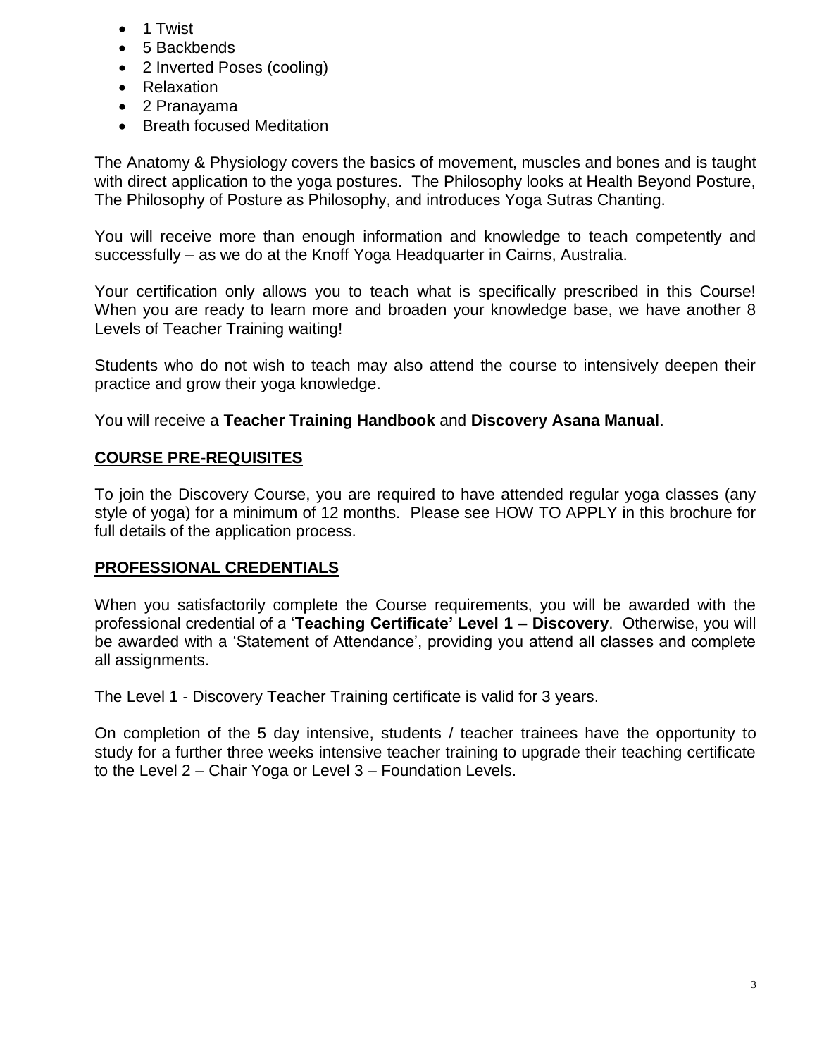- 1 Twist
- 5 Backbends
- 2 Inverted Poses (cooling)
- Relaxation
- 2 Pranayama
- Breath focused Meditation

The Anatomy & Physiology covers the basics of movement, muscles and bones and is taught with direct application to the yoga postures. The Philosophy looks at Health Beyond Posture, The Philosophy of Posture as Philosophy, and introduces Yoga Sutras Chanting.

You will receive more than enough information and knowledge to teach competently and successfully – as we do at the Knoff Yoga Headquarter in Cairns, Australia.

Your certification only allows you to teach what is specifically prescribed in this Course! When you are ready to learn more and broaden your knowledge base, we have another 8 Levels of Teacher Training waiting!

Students who do not wish to teach may also attend the course to intensively deepen their practice and grow their yoga knowledge.

You will receive a **Teacher Training Handbook** and **Discovery Asana Manual**.

## COURSE PRE-REQUISITES

To join the Discovery Course, you are required to have attended regular yoga classes (any style of yoga) for a minimum of 12 months. Please see HOW TO APPLY in this brochure for full details of the application process.

## PROFESSIONAL CREDENTIALS

When you satisfactorily complete the Course requirements, you will be awarded with the professional credential of a '**Teaching Certificate' Level 1 – Discovery**. Otherwise, you will be awarded with a 'Statement of Attendance', providing you attend all classes and complete all assignments.

The Level 1 - Discovery Teacher Training certificate is valid for 3 years.

On completion of the 5 day intensive, students / teacher trainees have the opportunity to study for a further three weeks intensive teacher training to upgrade their teaching certificate to the Level 2 – Chair Yoga or Level 3 – Foundation Levels.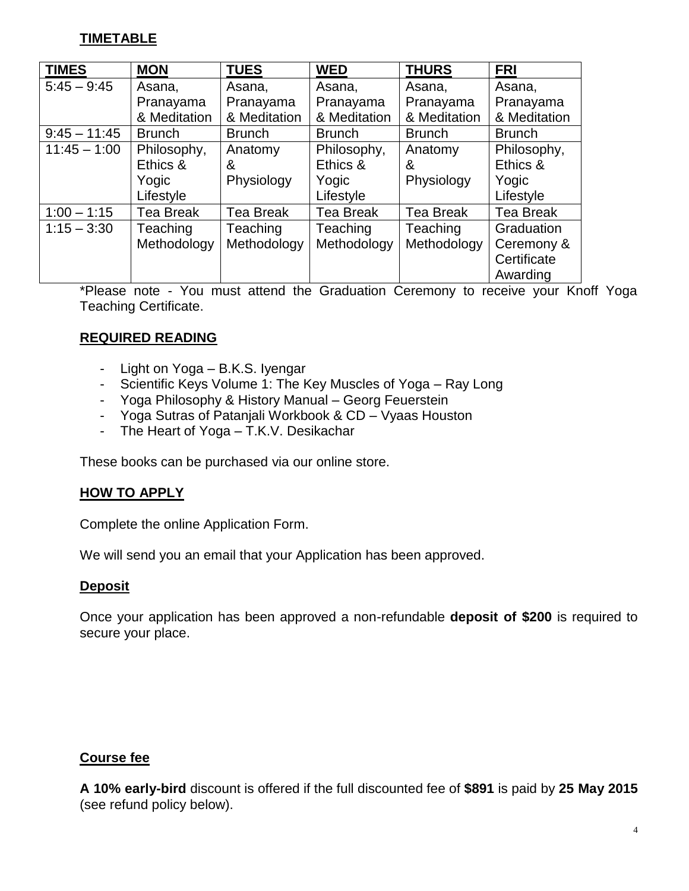## TIMETABLE

| TIMES | MON | TUES | WED | THURS | FRI |
|---|---|---|---|---|---|
| 5:45 – 9:45 | Asana, Pranayama & Meditation | Asana, Pranayama & Meditation | Asana, Pranayama & Meditation | Asana, Pranayama & Meditation | Asana, Pranayama & Meditation |
| 9:45 – 11:45 | Brunch | Brunch | Brunch | Brunch | Brunch |
| 11:45 – 1:00 | Philosophy, Ethics & Yogic Lifestyle | Anatomy & Physiology | Philosophy, Ethics & Yogic Lifestyle | Anatomy & Physiology | Philosophy, Ethics & Yogic Lifestyle |
| 1:00 – 1:15 | Tea Break | Tea Break | Tea Break | Tea Break | Tea Break |
| 1:15 – 3:30 | Teaching Methodology | Teaching Methodology | Teaching Methodology | Teaching Methodology | Graduation Ceremony & Certificate Awarding |

*Please note - You must attend the Graduation Ceremony to receive your Knoff Yoga Teaching Certificate.

## REQUIRED READING

- Light on Yoga – B.K.S. Iyengar
- Scientific Keys Volume 1: The Key Muscles of Yoga – Ray Long
- Yoga Philosophy & History Manual – Georg Feuerstein
- Yoga Sutras of Patanjali Workbook & CD – Vyaas Houston
- The Heart of Yoga – T.K.V. Desikachar

These books can be purchased via our online store.

## HOW TO APPLY

Complete the online Application Form.

We will send you an email that your Application has been approved.

### Deposit

Once your application has been approved a non-refundable **deposit of $200** is required to secure your place.

### Course fee

**A 10% early-bird** discount is offered if the full discounted fee of **$891** is paid by **25 May 2015** (see refund policy below).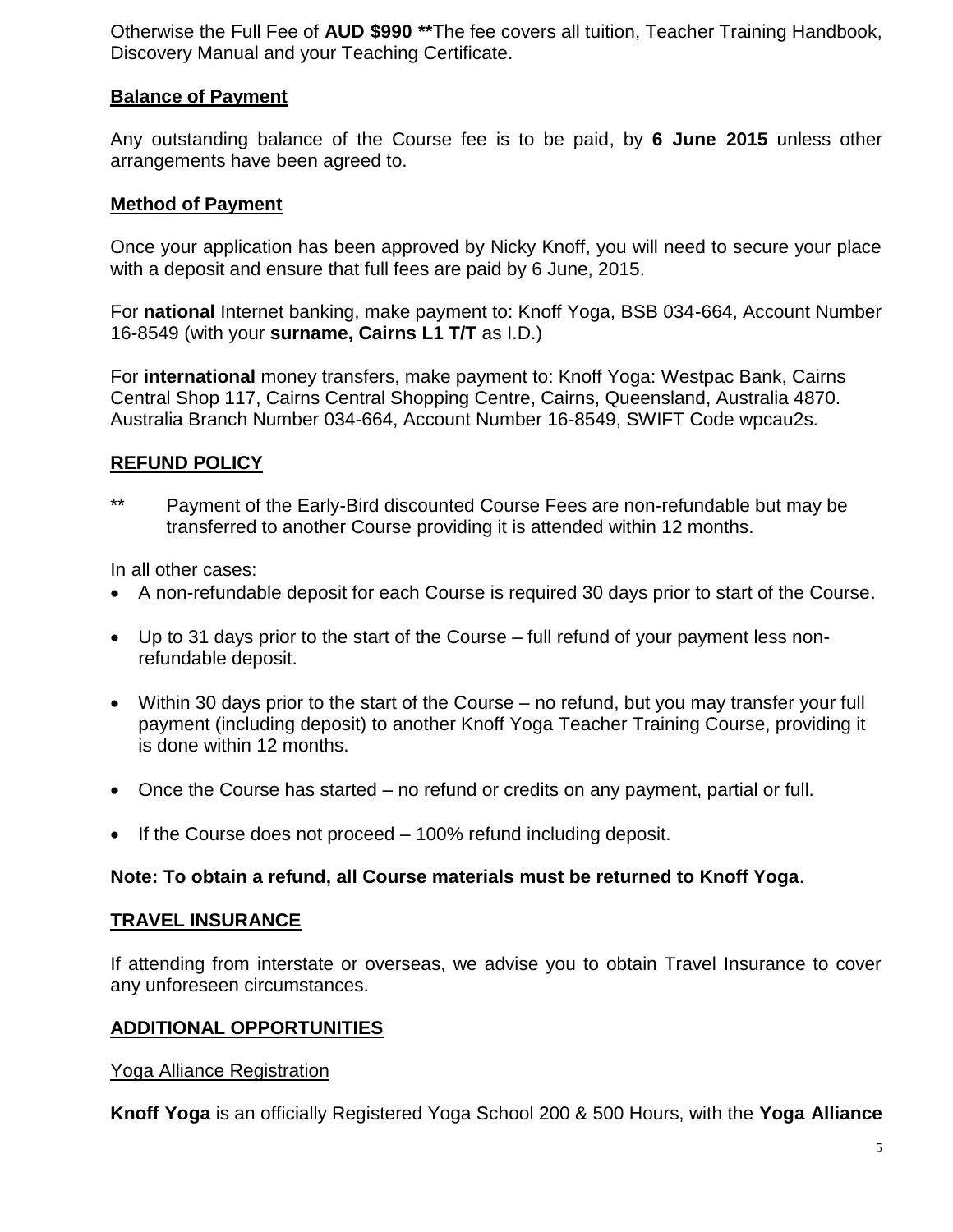Otherwise the Full Fee of **AUD $990 ****The fee covers all tuition, Teacher Training Handbook, Discovery Manual and your Teaching Certificate.

## Balance of Payment

Any outstanding balance of the Course fee is to be paid, by **6 June 2015** unless other arrangements have been agreed to.

## Method of Payment

Once your application has been approved by Nicky Knoff, you will need to secure your place with a deposit and ensure that full fees are paid by 6 June, 2015.

For **national** Internet banking, make payment to: Knoff Yoga, BSB 034-664, Account Number 16-8549 (with your **surname, Cairns L1 T/T** as I.D.)

For **international** money transfers, make payment to: Knoff Yoga: Westpac Bank, Cairns Central Shop 117, Cairns Central Shopping Centre, Cairns, Queensland, Australia 4870. Australia Branch Number 034-664, Account Number 16-8549, SWIFT Code wpcau2s.

## REFUND POLICY

** Payment of the Early-Bird discounted Course Fees are non-refundable but may be transferred to another Course providing it is attended within 12 months.

In all other cases:

- A non-refundable deposit for each Course is required 30 days prior to start of the Course.
- Up to 31 days prior to the start of the Course – full refund of your payment less non-refundable deposit.
- Within 30 days prior to the start of the Course – no refund, but you may transfer your full payment (including deposit) to another Knoff Yoga Teacher Training Course, providing it is done within 12 months.
- Once the Course has started – no refund or credits on any payment, partial or full.
- If the Course does not proceed – 100% refund including deposit.

**Note: To obtain a refund, all Course materials must be returned to Knoff Yoga**.

## TRAVEL INSURANCE

If attending from interstate or overseas, we advise you to obtain Travel Insurance to cover any unforeseen circumstances.

## ADDITIONAL OPPORTUNITIES

### Yoga Alliance Registration

**Knoff Yoga** is an officially Registered Yoga School 200 & 500 Hours, with the **Yoga Alliance**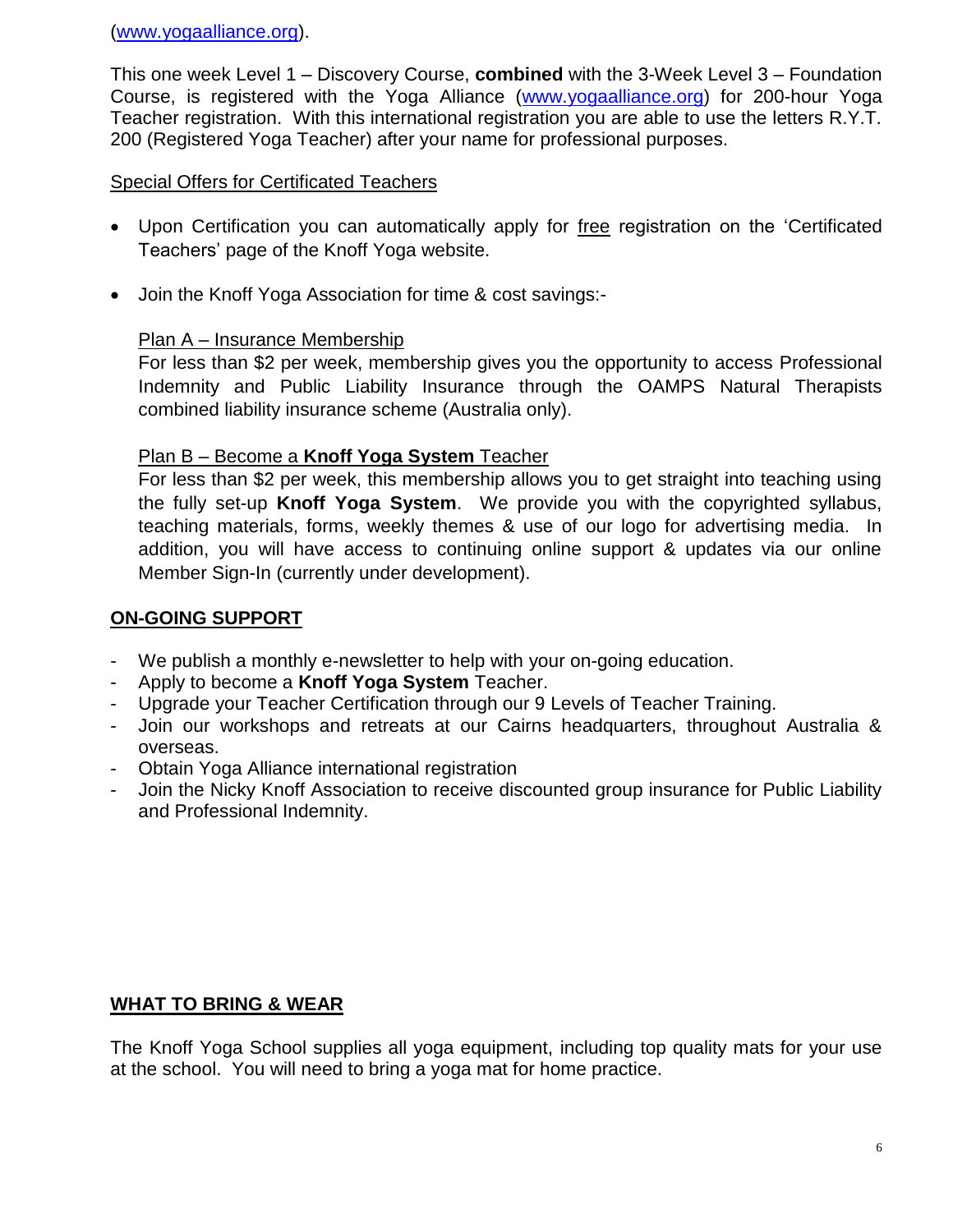(www.yogaalliance.org).

This one week Level 1 – Discovery Course, **combined** with the 3-Week Level 3 – Foundation Course, is registered with the Yoga Alliance (www.yogaalliance.org) for 200-hour Yoga Teacher registration. With this international registration you are able to use the letters R.Y.T. 200 (Registered Yoga Teacher) after your name for professional purposes.

Special Offers for Certificated Teachers

- Upon Certification you can automatically apply for free registration on the 'Certificated Teachers' page of the Knoff Yoga website.
- Join the Knoff Yoga Association for time & cost savings:-

  Plan A – Insurance Membership
  For less than $2 per week, membership gives you the opportunity to access Professional Indemnity and Public Liability Insurance through the OAMPS Natural Therapists combined liability insurance scheme (Australia only).

  Plan B – Become a **Knoff Yoga System** Teacher
  For less than $2 per week, this membership allows you to get straight into teaching using the fully set-up **Knoff Yoga System**. We provide you with the copyrighted syllabus, teaching materials, forms, weekly themes & use of our logo for advertising media. In addition, you will have access to continuing online support & updates via our online Member Sign-In (currently under development).

## ON-GOING SUPPORT

- We publish a monthly e-newsletter to help with your on-going education.
- Apply to become a **Knoff Yoga System** Teacher.
- Upgrade your Teacher Certification through our 9 Levels of Teacher Training.
- Join our workshops and retreats at our Cairns headquarters, throughout Australia & overseas.
- Obtain Yoga Alliance international registration
- Join the Nicky Knoff Association to receive discounted group insurance for Public Liability and Professional Indemnity.

## WHAT TO BRING & WEAR

The Knoff Yoga School supplies all yoga equipment, including top quality mats for your use at the school. You will need to bring a yoga mat for home practice.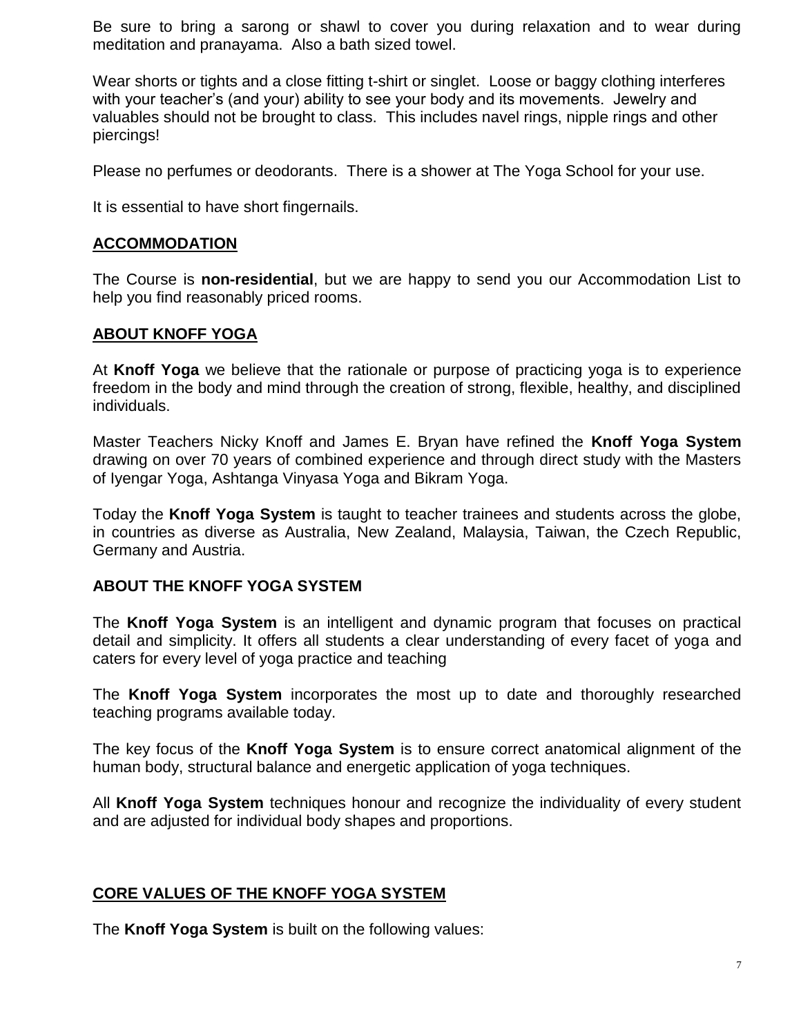Be sure to bring a sarong or shawl to cover you during relaxation and to wear during meditation and pranayama. Also a bath sized towel.

Wear shorts or tights and a close fitting t-shirt or singlet. Loose or baggy clothing interferes with your teacher's (and your) ability to see your body and its movements. Jewelry and valuables should not be brought to class. This includes navel rings, nipple rings and other piercings!

Please no perfumes or deodorants. There is a shower at The Yoga School for your use.

It is essential to have short fingernails.

## ACCOMMODATION

The Course is **non-residential**, but we are happy to send you our Accommodation List to help you find reasonably priced rooms.

## ABOUT KNOFF YOGA

At **Knoff Yoga** we believe that the rationale or purpose of practicing yoga is to experience freedom in the body and mind through the creation of strong, flexible, healthy, and disciplined individuals.

Master Teachers Nicky Knoff and James E. Bryan have refined the **Knoff Yoga System** drawing on over 70 years of combined experience and through direct study with the Masters of Iyengar Yoga, Ashtanga Vinyasa Yoga and Bikram Yoga.

Today the **Knoff Yoga System** is taught to teacher trainees and students across the globe, in countries as diverse as Australia, New Zealand, Malaysia, Taiwan, the Czech Republic, Germany and Austria.

## ABOUT THE KNOFF YOGA SYSTEM

The **Knoff Yoga System** is an intelligent and dynamic program that focuses on practical detail and simplicity. It offers all students a clear understanding of every facet of yoga and caters for every level of yoga practice and teaching

The **Knoff Yoga System** incorporates the most up to date and thoroughly researched teaching programs available today.

The key focus of the **Knoff Yoga System** is to ensure correct anatomical alignment of the human body, structural balance and energetic application of yoga techniques.

All **Knoff Yoga System** techniques honour and recognize the individuality of every student and are adjusted for individual body shapes and proportions.

## CORE VALUES OF THE KNOFF YOGA SYSTEM

The **Knoff Yoga System** is built on the following values: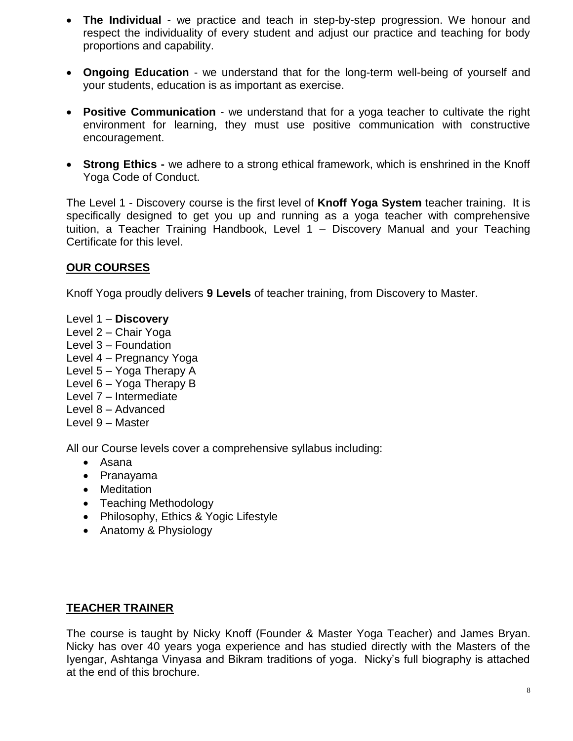- **The Individual** - we practice and teach in step-by-step progression. We honour and respect the individuality of every student and adjust our practice and teaching for body proportions and capability.

- **Ongoing Education** - we understand that for the long-term well-being of yourself and your students, education is as important as exercise.

- **Positive Communication** - we understand that for a yoga teacher to cultivate the right environment for learning, they must use positive communication with constructive encouragement.

- **Strong Ethics -** we adhere to a strong ethical framework, which is enshrined in the Knoff Yoga Code of Conduct.

The Level 1 - Discovery course is the first level of **Knoff Yoga System** teacher training. It is specifically designed to get you up and running as a yoga teacher with comprehensive tuition, a Teacher Training Handbook, Level 1 – Discovery Manual and your Teaching Certificate for this level.

## OUR COURSES

Knoff Yoga proudly delivers **9 Levels** of teacher training, from Discovery to Master.

Level 1 – **Discovery**
Level 2 – Chair Yoga
Level 3 – Foundation
Level 4 – Pregnancy Yoga
Level 5 – Yoga Therapy A
Level 6 – Yoga Therapy B
Level 7 – Intermediate
Level 8 – Advanced
Level 9 – Master

All our Course levels cover a comprehensive syllabus including:

- Asana
- Pranayama
- Meditation
- Teaching Methodology
- Philosophy, Ethics & Yogic Lifestyle
- Anatomy & Physiology

## TEACHER TRAINER

The course is taught by Nicky Knoff (Founder & Master Yoga Teacher) and James Bryan. Nicky has over 40 years yoga experience and has studied directly with the Masters of the Iyengar, Ashtanga Vinyasa and Bikram traditions of yoga. Nicky's full biography is attached at the end of this brochure.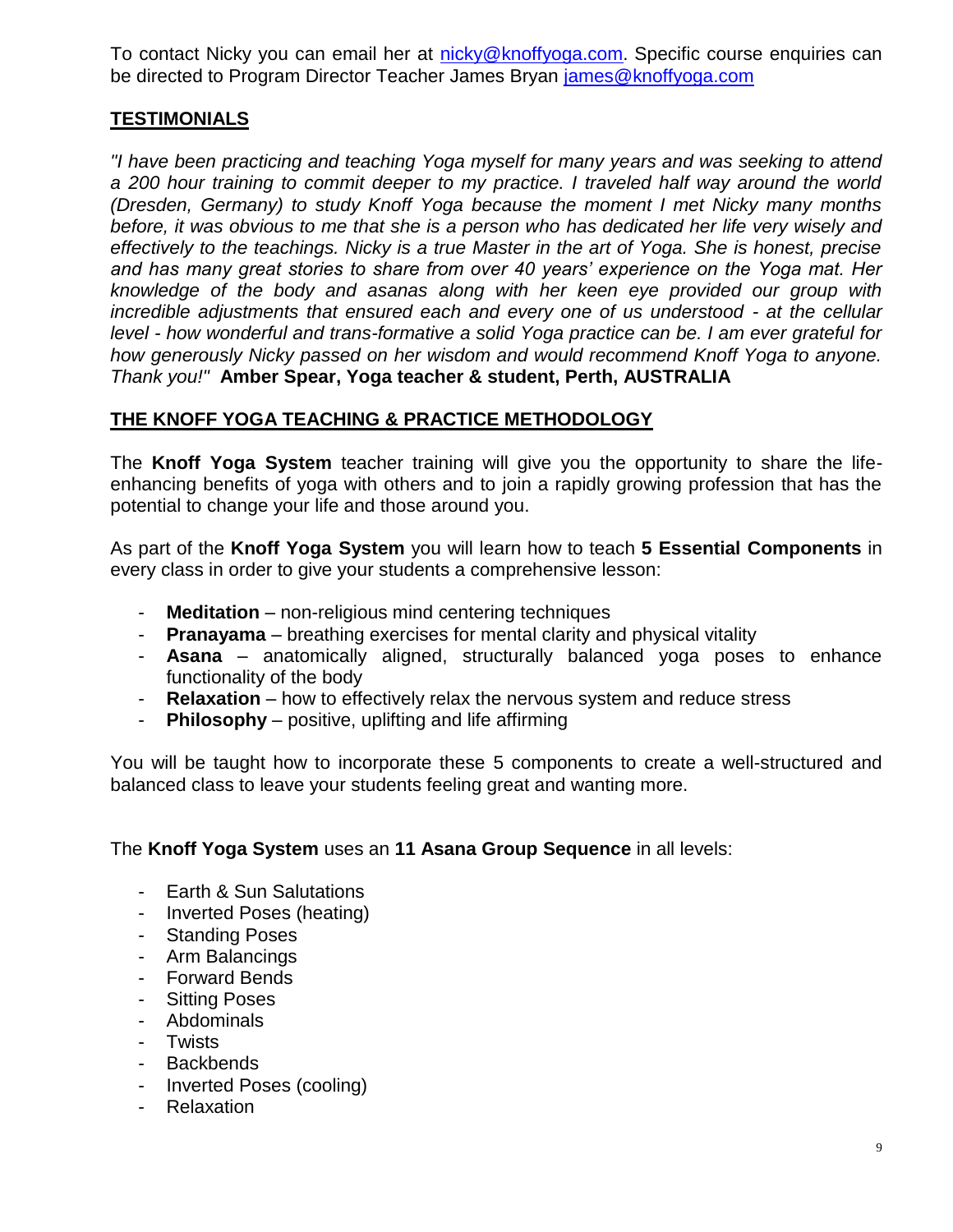To contact Nicky you can email her at nicky@knoffyoga.com. Specific course enquiries can be directed to Program Director Teacher James Bryan james@knoffyoga.com

## TESTIMONIALS

*"I have been practicing and teaching Yoga myself for many years and was seeking to attend a 200 hour training to commit deeper to my practice. I traveled half way around the world (Dresden, Germany) to study Knoff Yoga because the moment I met Nicky many months before, it was obvious to me that she is a person who has dedicated her life very wisely and effectively to the teachings. Nicky is a true Master in the art of Yoga. She is honest, precise and has many great stories to share from over 40 years' experience on the Yoga mat. Her knowledge of the body and asanas along with her keen eye provided our group with incredible adjustments that ensured each and every one of us understood - at the cellular level - how wonderful and trans-formative a solid Yoga practice can be. I am ever grateful for how generously Nicky passed on her wisdom and would recommend Knoff Yoga to anyone. Thank you!"* **Amber Spear, Yoga teacher & student, Perth, AUSTRALIA**

## THE KNOFF YOGA TEACHING & PRACTICE METHODOLOGY

The **Knoff Yoga System** teacher training will give you the opportunity to share the life-enhancing benefits of yoga with others and to join a rapidly growing profession that has the potential to change your life and those around you.

As part of the **Knoff Yoga System** you will learn how to teach **5 Essential Components** in every class in order to give your students a comprehensive lesson:

- **Meditation** – non-religious mind centering techniques
- **Pranayama** – breathing exercises for mental clarity and physical vitality
- **Asana** – anatomically aligned, structurally balanced yoga poses to enhance functionality of the body
- **Relaxation** – how to effectively relax the nervous system and reduce stress
- **Philosophy** – positive, uplifting and life affirming

You will be taught how to incorporate these 5 components to create a well-structured and balanced class to leave your students feeling great and wanting more.

The **Knoff Yoga System** uses an **11 Asana Group Sequence** in all levels:

- Earth & Sun Salutations
- Inverted Poses (heating)
- Standing Poses
- Arm Balancings
- Forward Bends
- Sitting Poses
- Abdominals
- Twists
- Backbends
- Inverted Poses (cooling)
- Relaxation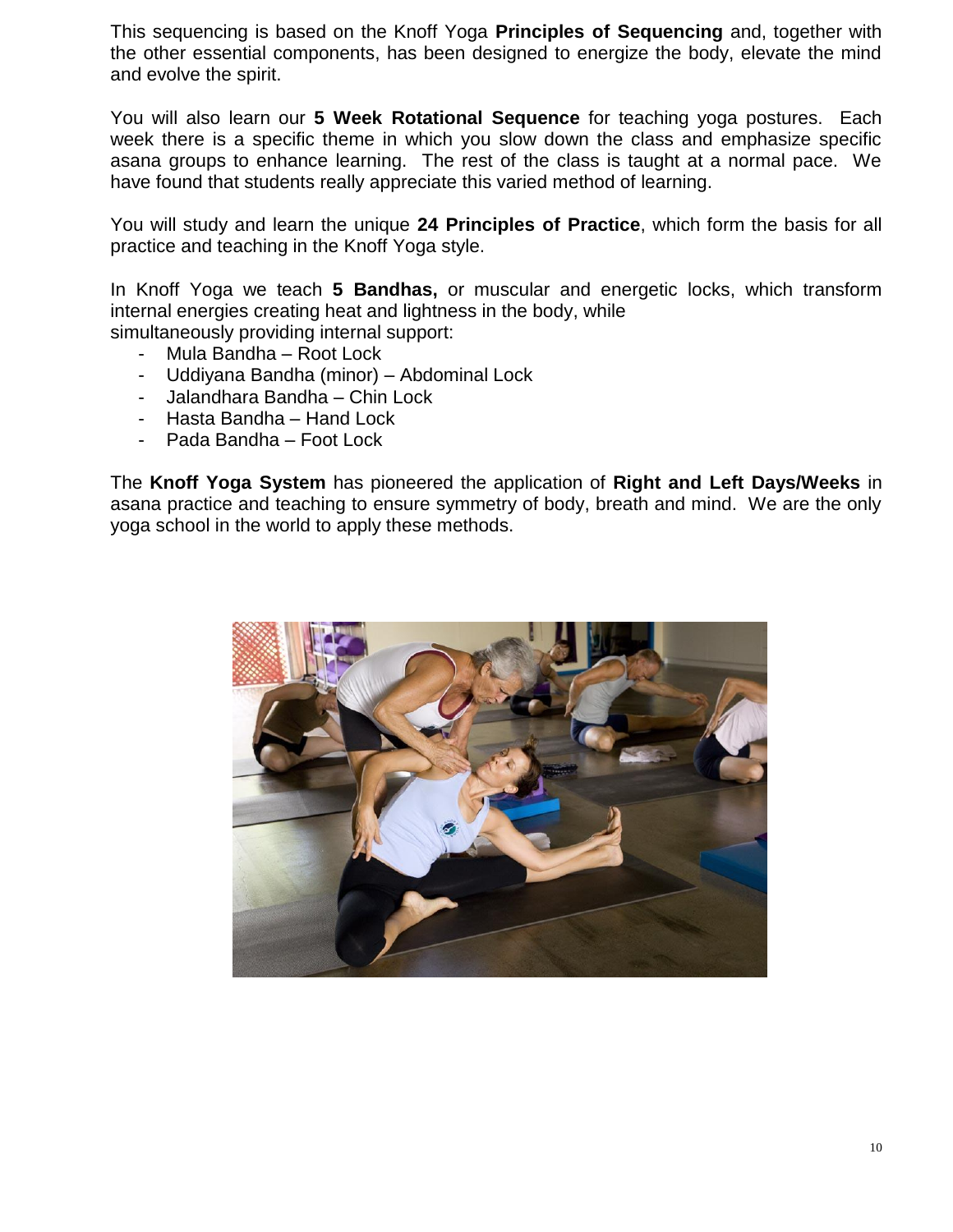This sequencing is based on the Knoff Yoga **Principles of Sequencing** and, together with the other essential components, has been designed to energize the body, elevate the mind and evolve the spirit.

You will also learn our **5 Week Rotational Sequence** for teaching yoga postures. Each week there is a specific theme in which you slow down the class and emphasize specific asana groups to enhance learning. The rest of the class is taught at a normal pace. We have found that students really appreciate this varied method of learning.

You will study and learn the unique **24 Principles of Practice**, which form the basis for all practice and teaching in the Knoff Yoga style.

In Knoff Yoga we teach **5 Bandhas,** or muscular and energetic locks, which transform internal energies creating heat and lightness in the body, while simultaneously providing internal support:

- Mula Bandha – Root Lock
- Uddiyana Bandha (minor) – Abdominal Lock
- Jalandhara Bandha – Chin Lock
- Hasta Bandha – Hand Lock
- Pada Bandha – Foot Lock

The **Knoff Yoga System** has pioneered the application of **Right and Left Days/Weeks** in asana practice and teaching to ensure symmetry of body, breath and mind. We are the only yoga school in the world to apply these methods.